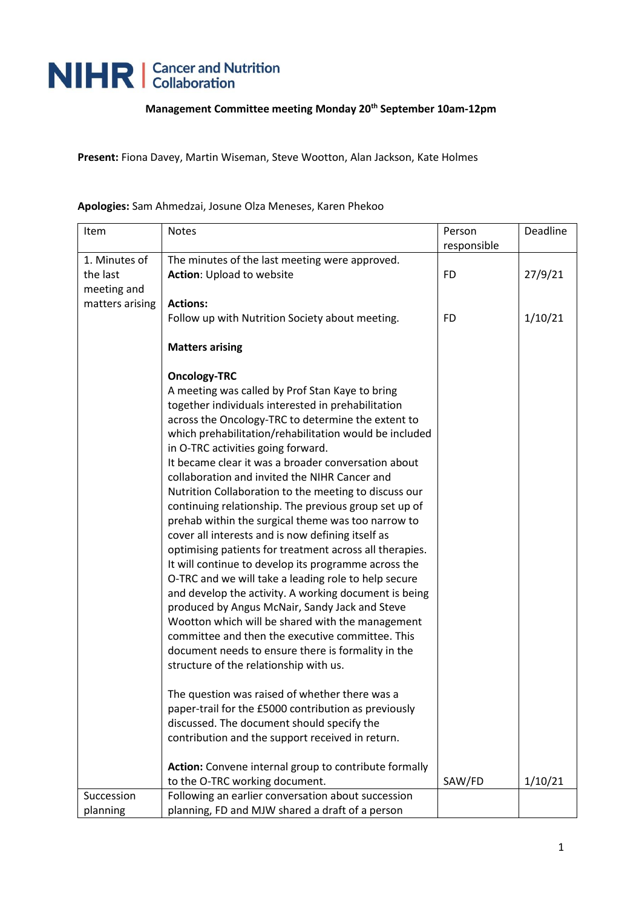**NIHR | Cancer and Nutrition Collaboration**

**Management Committee meeting Monday 20th September 10am-12pm**

**Present:** Fiona Davey, Martin Wiseman, Steve Wootton, Alan Jackson, Kate Holmes

**Apologies:** Sam Ahmedzai, Josune Olza Meneses, Karen Phekoo

| Item | Notes | Person responsible | Deadline |
|---|---|---|---|
| 1. Minutes of the last meeting and matters arising | The minutes of the last meeting were approved.<br>**Action**: Upload to website | FD | 27/9/21 |
| | **Actions:**<br>Follow up with Nutrition Society about meeting. | FD | 1/10/21 |
| | **Matters arising**<br><br>**Oncology-TRC**<br>A meeting was called by Prof Stan Kaye to bring together individuals interested in prehabilitation across the Oncology-TRC to determine the extent to which prehabilitation/rehabilitation would be included in O-TRC activities going forward.<br>It became clear it was a broader conversation about collaboration and invited the NIHR Cancer and Nutrition Collaboration to the meeting to discuss our continuing relationship. The previous group set up of prehab within the surgical theme was too narrow to cover all interests and is now defining itself as optimising patients for treatment across all therapies. It will continue to develop its programme across the O-TRC and we will take a leading role to help secure and develop the activity. A working document is being produced by Angus McNair, Sandy Jack and Steve Wootton which will be shared with the management committee and then the executive committee. This document needs to ensure there is formality in the structure of the relationship with us.<br><br>The question was raised of whether there was a paper-trail for the £5000 contribution as previously discussed. The document should specify the contribution and the support received in return. | | |
| | **Action:** Convene internal group to contribute formally to the O-TRC working document. | SAW/FD | 1/10/21 |
| Succession planning | Following an earlier conversation about succession planning, FD and MJW shared a draft of a person | | |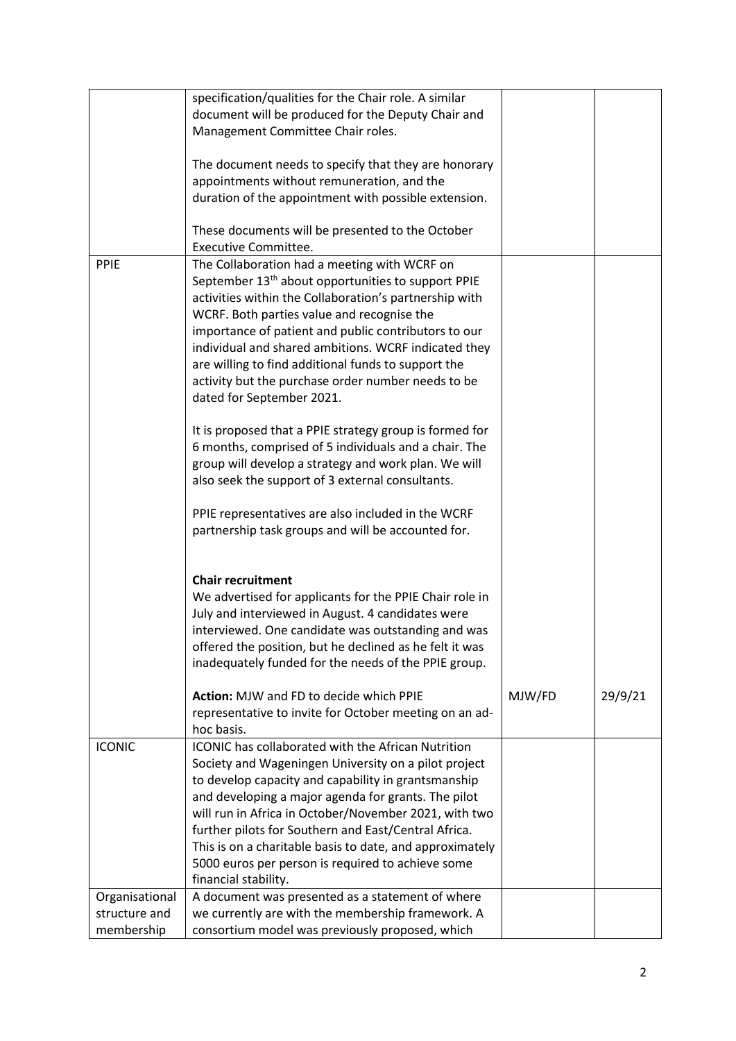| | | | |
|---|---|---|---|
| | specification/qualities for the Chair role. A similar document will be produced for the Deputy Chair and Management Committee Chair roles.<br><br>The document needs to specify that they are honorary appointments without remuneration, and the duration of the appointment with possible extension.<br><br>These documents will be presented to the October Executive Committee. | | |
| PPIE | The Collaboration had a meeting with WCRF on September 13th about opportunities to support PPIE activities within the Collaboration's partnership with WCRF. Both parties value and recognise the importance of patient and public contributors to our individual and shared ambitions. WCRF indicated they are willing to find additional funds to support the activity but the purchase order number needs to be dated for September 2021.<br><br>It is proposed that a PPIE strategy group is formed for 6 months, comprised of 5 individuals and a chair. The group will develop a strategy and work plan. We will also seek the support of 3 external consultants.<br><br>PPIE representatives are also included in the WCRF partnership task groups and will be accounted for.<br><br>**Chair recruitment**<br>We advertised for applicants for the PPIE Chair role in July and interviewed in August. 4 candidates were interviewed. One candidate was outstanding and was offered the position, but he declined as he felt it was inadequately funded for the needs of the PPIE group.<br><br>**Action:** MJW and FD to decide which PPIE representative to invite for October meeting on an ad-hoc basis. | MJW/FD | 29/9/21 |
| ICONIC | ICONIC has collaborated with the African Nutrition Society and Wageningen University on a pilot project to develop capacity and capability in grantsmanship and developing a major agenda for grants. The pilot will run in Africa in October/November 2021, with two further pilots for Southern and East/Central Africa. This is on a charitable basis to date, and approximately 5000 euros per person is required to achieve some financial stability. | | |
| Organisational structure and membership | A document was presented as a statement of where we currently are with the membership framework. A consortium model was previously proposed, which | | |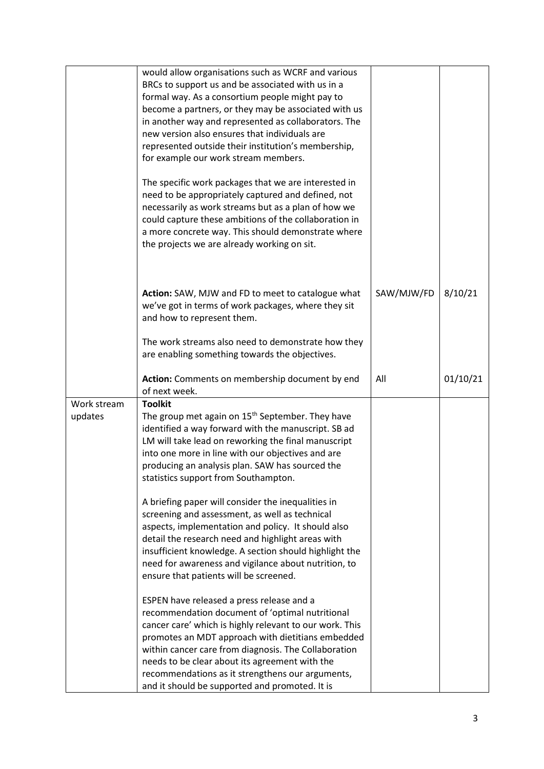| | | | |
|---|---|---|---|
| | would allow organisations such as WCRF and various BRCs to support us and be associated with us in a formal way. As a consortium people might pay to become a partners, or they may be associated with us in another way and represented as collaborators. The new version also ensures that individuals are represented outside their institution's membership, for example our work stream members.<br><br>The specific work packages that we are interested in need to be appropriately captured and defined, not necessarily as work streams but as a plan of how we could capture these ambitions of the collaboration in a more concrete way. This should demonstrate where the projects we are already working on sit. | | |
| | **Action:** SAW, MJW and FD to meet to catalogue what we've got in terms of work packages, where they sit and how to represent them.<br><br>The work streams also need to demonstrate how they are enabling something towards the objectives. | SAW/MJW/FD | 8/10/21 |
| | **Action:** Comments on membership document by end of next week. | All | 01/10/21 |
| Work stream updates | **Toolkit**<br>The group met again on 15th September. They have identified a way forward with the manuscript. SB ad LM will take lead on reworking the final manuscript into one more in line with our objectives and are producing an analysis plan. SAW has sourced the statistics support from Southampton.<br><br>A briefing paper will consider the inequalities in screening and assessment, as well as technical aspects, implementation and policy. It should also detail the research need and highlight areas with insufficient knowledge. A section should highlight the need for awareness and vigilance about nutrition, to ensure that patients will be screened.<br><br>ESPEN have released a press release and a recommendation document of 'optimal nutritional cancer care' which is highly relevant to our work. This promotes an MDT approach with dietitians embedded within cancer care from diagnosis. The Collaboration needs to be clear about its agreement with the recommendations as it strengthens our arguments, and it should be supported and promoted. It is | | |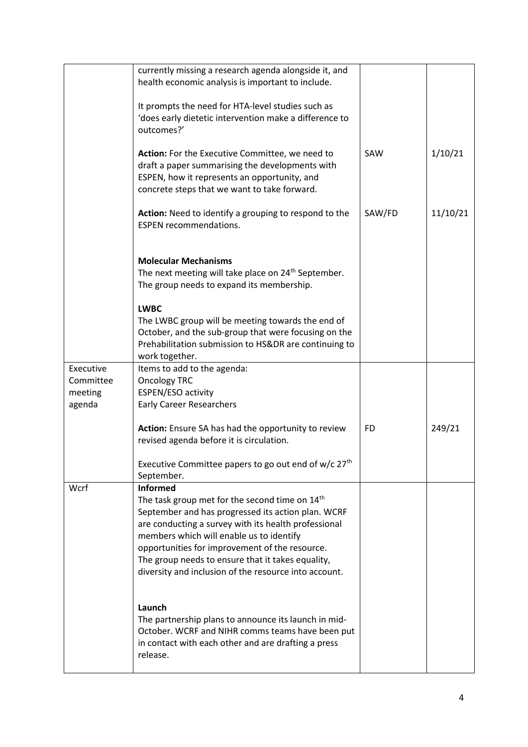| | | | |
|---|---|---|---|
| | currently missing a research agenda alongside it, and health economic analysis is important to include.<br><br>It prompts the need for HTA-level studies such as 'does early dietetic intervention make a difference to outcomes?'<br><br>**Action:** For the Executive Committee, we need to draft a paper summarising the developments with ESPEN, how it represents an opportunity, and concrete steps that we want to take forward.<br><br>**Action:** Need to identify a grouping to respond to the ESPEN recommendations.<br><br>**Molecular Mechanisms**<br>The next meeting will take place on 24th September. The group needs to expand its membership.<br><br>**LWBC**<br>The LWBC group will be meeting towards the end of October, and the sub-group that were focusing on the Prehabilitation submission to HS&DR are continuing to work together. | <br><br><br><br><br>SAW<br><br><br><br><br>SAW/FD | <br><br><br><br><br>1/10/21<br><br><br><br><br>11/10/21 |
| Executive Committee meeting agenda | Items to add to the agenda:<br>Oncology TRC<br>ESPEN/ESO activity<br>Early Career Researchers<br><br>**Action:** Ensure SA has had the opportunity to review revised agenda before it is circulation.<br><br>Executive Committee papers to go out end of w/c 27th September. | <br><br><br><br><br>FD | <br><br><br><br><br>249/21 |
| Wcrf | **Informed**<br>The task group met for the second time on 14th September and has progressed its action plan. WCRF are conducting a survey with its health professional members which will enable us to identify opportunities for improvement of the resource. The group needs to ensure that it takes equality, diversity and inclusion of the resource into account.<br><br>**Launch**<br>The partnership plans to announce its launch in mid-October. WCRF and NIHR comms teams have been put in contact with each other and are drafting a press release. | | |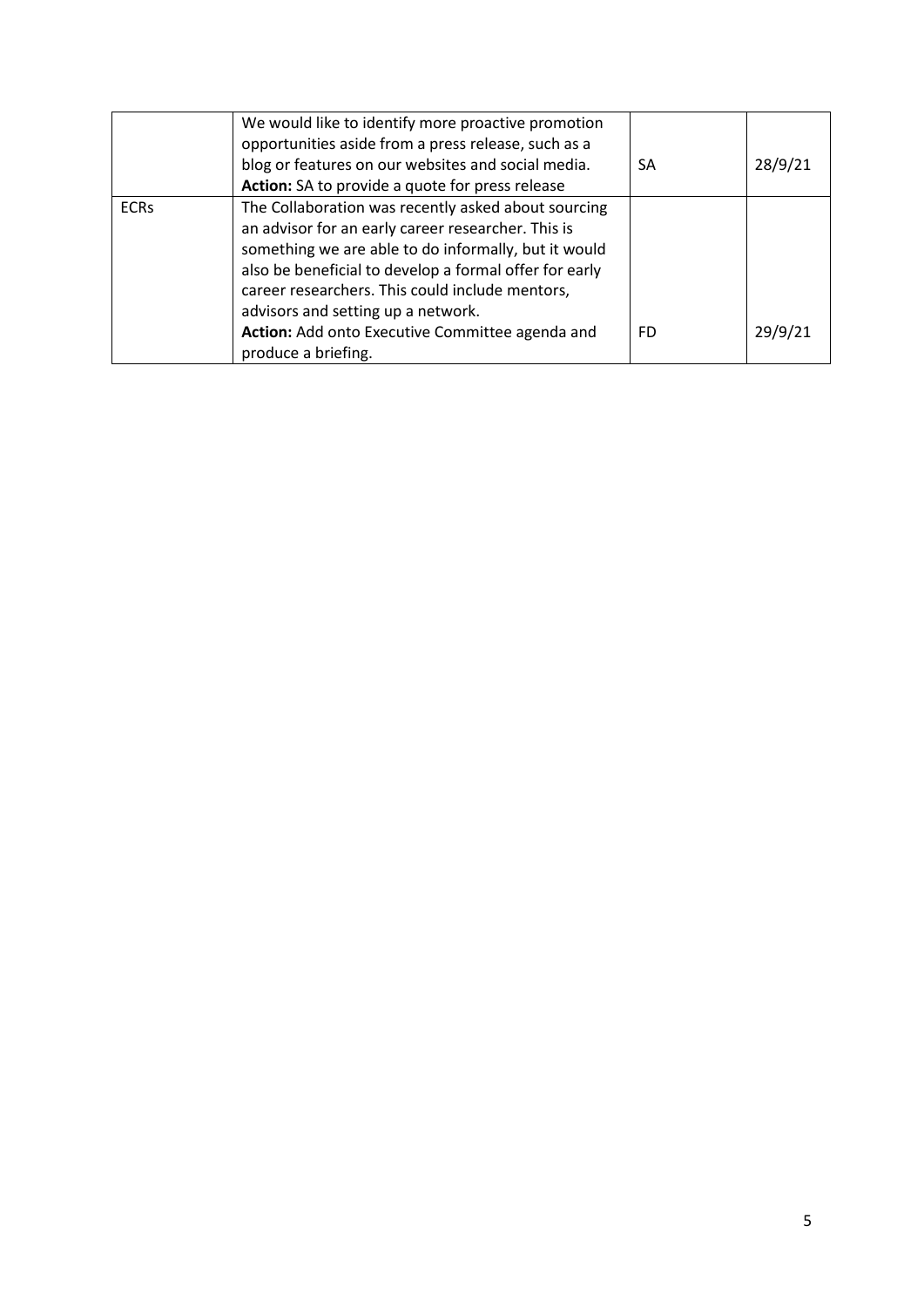| | | | |
|---|---|---|---|
| | We would like to identify more proactive promotion opportunities aside from a press release, such as a blog or features on our websites and social media. **Action:** SA to provide a quote for press release | SA | 28/9/21 |
| ECRs | The Collaboration was recently asked about sourcing an advisor for an early career researcher. This is something we are able to do informally, but it would also be beneficial to develop a formal offer for early career researchers. This could include mentors, advisors and setting up a network. **Action:** Add onto Executive Committee agenda and produce a briefing. | FD | 29/9/21 |